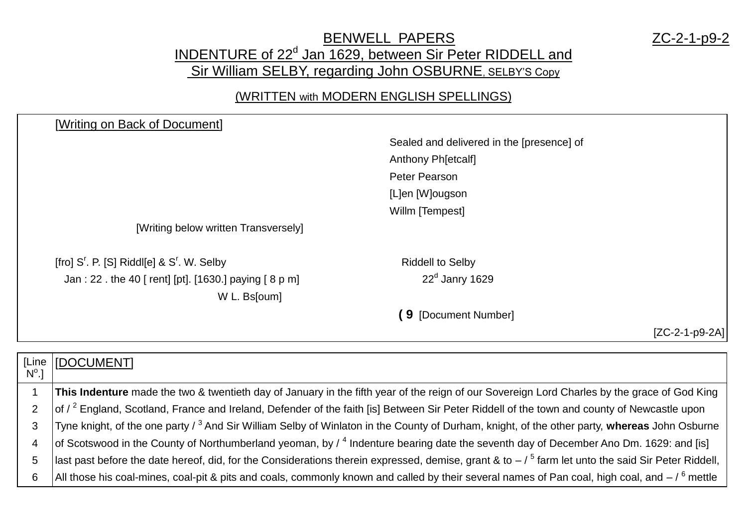# BENWELL PAPERS — ZC-2-1-p9-2

## INDENTURE of 22d Jan 1629, between Sir Peter RIDDELL and Sir William SELBY, regarding John OSBURNE, SELBY'S Copy

### (WRITTEN with MODERN ENGLISH SPELLINGS)

| |
|---|
| [Writing on Back of Document] |
| Sealed and delivered in the [presence] of<br>Anthony Ph[etcalf]<br>Peter Pearson<br>[L]en [W]ougson<br>Willm [Tempest] |
| [Writing below written Transversely] |
| [fro] S$^{r}$. P. [S] Riddl[e] & S$^{r}$. W. Selby<br>Jan : 22 . the 40 [ rent] [pt]. [1630.] paying [ 8 p m]<br>W L. Bs[oum] |
| Riddell to Selby<br>22$^{d}$ Janry 1629 |
| **( 9** [Document Number] |
| [ZC-2-1-p9-2A] |

| [Line N$^{o}$.] | [DOCUMENT] |
|---|---|
| 1 | **This Indenture** made the two & twentieth day of January in the fifth year of the reign of our Sovereign Lord Charles by the grace of God King |
| 2 | of / [2] England, Scotland, France and Ireland, Defender of the faith [is] Between Sir Peter Riddell of the town and county of Newcastle upon |
| 3 | Tyne knight, of the one party / [3] And Sir William Selby of Winlaton in the County of Durham, knight, of the other party, **whereas** John Osburne |
| 4 | of Scotswood in the County of Northumberland yeoman, by / [4] Indenture bearing date the seventh day of December Ano Dm. 1629: and [is] |
| 5 | last past before the date hereof, did, for the Considerations therein expressed, demise, grant & to – / [5] farm let unto the said Sir Peter Riddell, |
| 6 | All those his coal-mines, coal-pit & pits and coals, commonly known and called by their several names of Pan coal, high coal, and – / [6] mettle |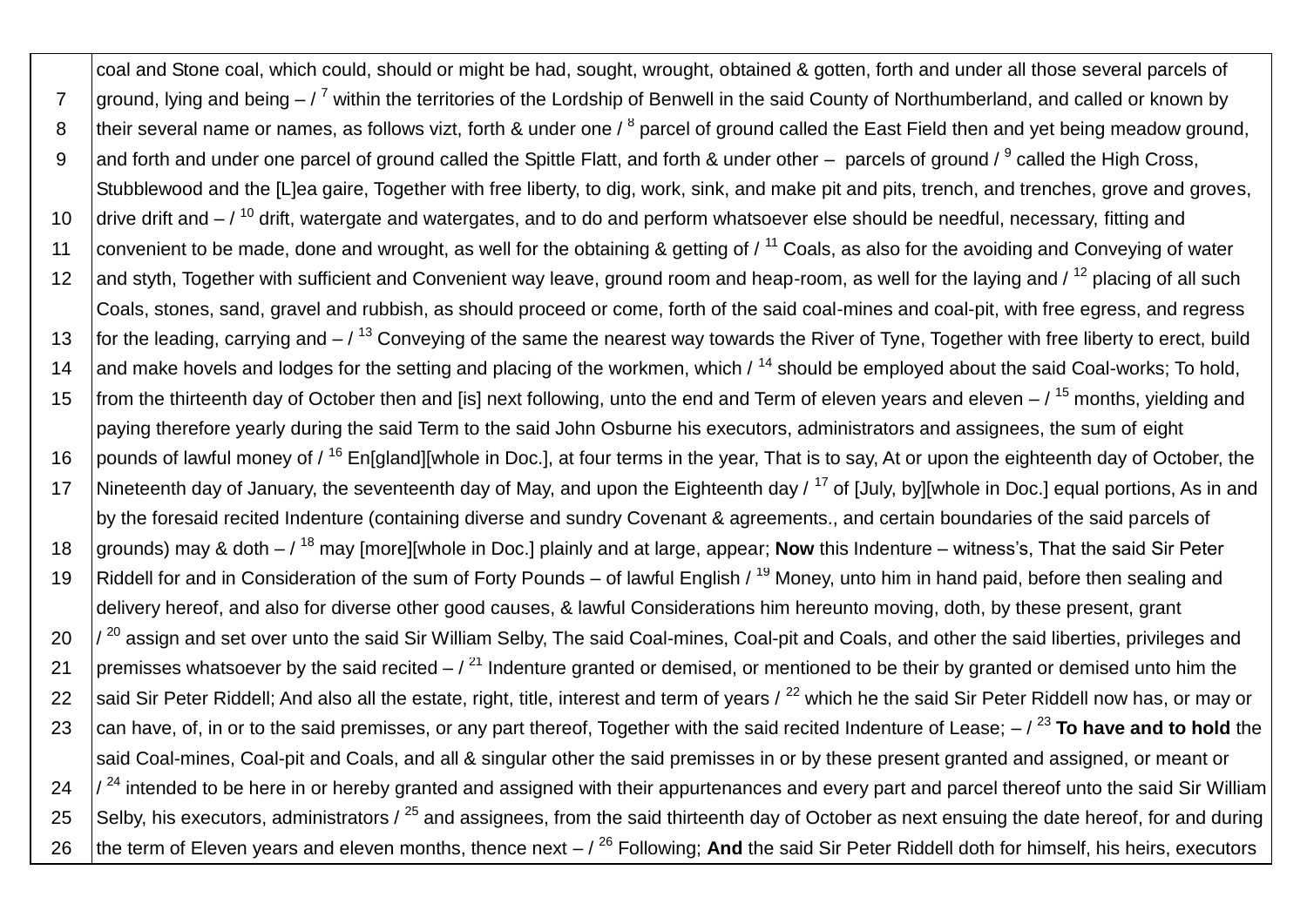| | |
|---|---|
| | coal and Stone coal, which could, should or might be had, sought, wrought, obtained & gotten, forth and under all those several parcels of |
| 7 | ground, lying and being – / [7] within the territories of the Lordship of Benwell in the said County of Northumberland, and called or known by |
| 8 | their several name or names, as follows vizt, forth & under one / [8] parcel of ground called the East Field then and yet being meadow ground, |
| 9 | and forth and under one parcel of ground called the Spittle Flatt, and forth & under other – parcels of ground / [9] called the High Cross, |
| | Stubblewood and the [L]ea gaire, Together with free liberty, to dig, work, sink, and make pit and pits, trench, and trenches, grove and groves, |
| 10 | drive drift and – / [10] drift, watergate and watergates, and to do and perform whatsoever else should be needful, necessary, fitting and |
| 11 | convenient to be made, done and wrought, as well for the obtaining & getting of / [11] Coals, as also for the avoiding and Conveying of water |
| 12 | and styth, Together with sufficient and Convenient way leave, ground room and heap-room, as well for the laying and / [12] placing of all such |
| | Coals, stones, sand, gravel and rubbish, as should proceed or come, forth of the said coal-mines and coal-pit, with free egress, and regress |
| 13 | for the leading, carrying and – / [13] Conveying of the same the nearest way towards the River of Tyne, Together with free liberty to erect, build |
| 14 | and make hovels and lodges for the setting and placing of the workmen, which / [14] should be employed about the said Coal-works; To hold, |
| 15 | from the thirteenth day of October then and [is] next following, unto the end and Term of eleven years and eleven – / [15] months, yielding and |
| | paying therefore yearly during the said Term to the said John Osburne his executors, administrators and assignees, the sum of eight |
| 16 | pounds of lawful money of / [16] En[gland][whole in Doc.], at four terms in the year, That is to say, At or upon the eighteenth day of October, the |
| 17 | Nineteenth day of January, the seventeenth day of May, and upon the Eighteenth day / [17] of [July, by][whole in Doc.] equal portions, As in and |
| | by the foresaid recited Indenture (containing diverse and sundry Covenant & agreements., and certain boundaries of the said parcels of |
| 18 | grounds) may & doth – / [18] may [more][whole in Doc.] plainly and at large, appear; **Now** this Indenture – witness's, That the said Sir Peter |
| 19 | Riddell for and in Consideration of the sum of Forty Pounds – of lawful English / [19] Money, unto him in hand paid, before then sealing and |
| | delivery hereof, and also for diverse other good causes, & lawful Considerations him hereunto moving, doth, by these present, grant |
| 20 | / [20] assign and set over unto the said Sir William Selby, The said Coal-mines, Coal-pit and Coals, and other the said liberties, privileges and |
| 21 | premisses whatsoever by the said recited – / [21] Indenture granted or demised, or mentioned to be their by granted or demised unto him the |
| 22 | said Sir Peter Riddell; And also all the estate, right, title, interest and term of years / [22] which he the said Sir Peter Riddell now has, or may or |
| 23 | can have, of, in or to the said premisses, or any part thereof, Together with the said recited Indenture of Lease; – / [23] **To have and to hold** the |
| | said Coal-mines, Coal-pit and Coals, and all & singular other the said premisses in or by these present granted and assigned, or meant or |
| 24 | / [24] intended to be here in or hereby granted and assigned with their appurtenances and every part and parcel thereof unto the said Sir William |
| 25 | Selby, his executors, administrators / [25] and assignees, from the said thirteenth day of October as next ensuing the date hereof, for and during |
| 26 | the term of Eleven years and eleven months, thence next – / [26] Following; **And** the said Sir Peter Riddell doth for himself, his heirs, executors |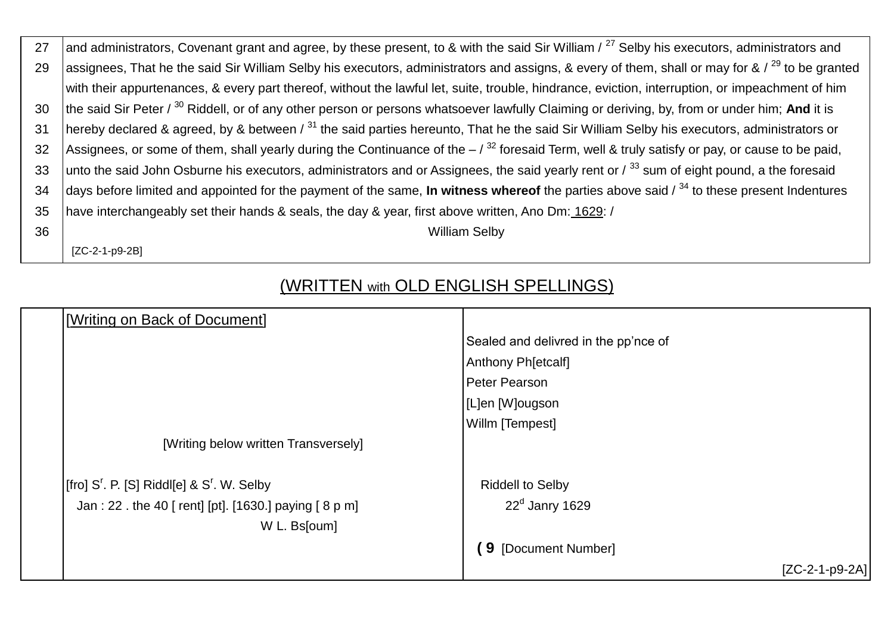| | |
|---|---|
| 27 | and administrators, Covenant grant and agree, by these present, to & with the said Sir William / [27] Selby his executors, administrators and |
| 29 | assignees, That he the said Sir William Selby his executors, administrators and assigns, & every of them, shall or may for & / [29] to be granted |
| | with their appurtenances, & every part thereof, without the lawful let, suite, trouble, hindrance, eviction, interruption, or impeachment of him |
| 30 | the said Sir Peter / [30] Riddell, or of any other person or persons whatsoever lawfully Claiming or deriving, by, from or under him; **And** it is |
| 31 | hereby declared & agreed, by & between / [31] the said parties hereunto, That he the said Sir William Selby his executors, administrators or |
| 32 | Assignees, or some of them, shall yearly during the Continuance of the – / [32] foresaid Term, well & truly satisfy or pay, or cause to be paid, |
| 33 | unto the said John Osburne his executors, administrators and or Assignees, the said yearly rent or / [33] sum of eight pound, a the foresaid |
| 34 | days before limited and appointed for the payment of the same, **In witness whereof** the parties above said / [34] to these present Indentures |
| 35 | have interchangeably set their hands & seals, the day & year, first above written, Ano Dm: 1629: / |
| 36 | William Selby |
| | [ZC-2-1-p9-2B] |

## (WRITTEN with OLD ENGLISH SPELLINGS)

| | | |
|---|---|---|
| | [Writing on Back of Document] | |
| | | Sealed and delivred in the pp'nce of |
| | | Anthony Ph[etcalf] |
| | | Peter Pearson |
| | | [L]en [W]ougson |
| | | Willm [Tempest] |
| | [Writing below written Transversely] | |
| | [fro] S[r]. P. [S] Riddl[e] & S[r]. W. Selby | Riddell to Selby |
| | Jan : 22 . the 40 [ rent] [pt]. [1630.] paying [ 8 p m] | 22[d] Janry 1629 |
| | W L. Bs[oum] | |
| | | **( 9** [Document Number] |
| | | [ZC-2-1-p9-2A] |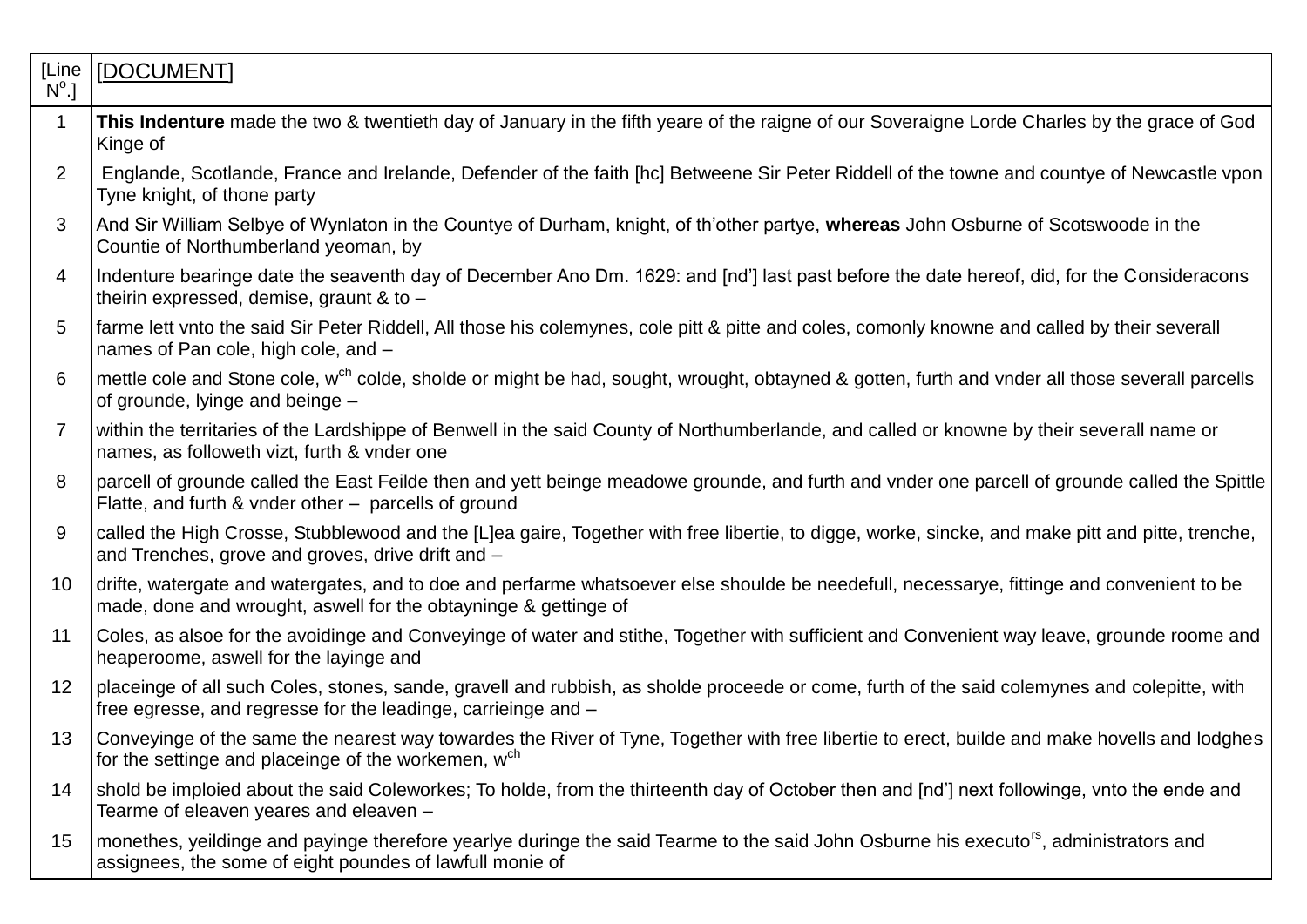| [Line N[o].] | [DOCUMENT] |
|---|---|
| 1 | **This Indenture** made the two & twentieth day of January in the fifth yeare of the raigne of our Soveraigne Lorde Charles by the grace of God Kinge of |
| 2 | Englande, Scotlande, France and Irelande, Defender of the faith [hc] Betweene Sir Peter Riddell of the towne and countye of Newcastle vpon Tyne knight, of thone party |
| 3 | And Sir William Selbye of Wynlaton in the Countye of Durham, knight, of th'other partye, **whereas** John Osburne of Scotswoode in the Countie of Northumberland yeoman, by |
| 4 | Indenture bearinge date the seaventh day of December Ano Dm. 1629: and [nd'] last past before the date hereof, did, for the Consideracons theirin expressed, demise, graunt & to – |
| 5 | farme lett vnto the said Sir Peter Riddell, All those his colemynes, cole pitt & pitte and coles, comonly knowne and called by their severall names of Pan cole, high cole, and – |
| 6 | mettle cole and Stone cole, w[ch] colde, sholde or might be had, sought, wrought, obtayned & gotten, furth and vnder all those severall parcells of grounde, lyinge and beinge – |
| 7 | within the territaries of the Lardshippe of Benwell in the said County of Northumberlande, and called or knowne by their severall name or names, as followeth vizt, furth & vnder one |
| 8 | parcell of grounde called the East Feilde then and yett beinge meadowe grounde, and furth and vnder one parcell of grounde called the Spittle Flatte, and furth & vnder other – parcells of ground |
| 9 | called the High Crosse, Stubblewood and the [L]ea gaire, Together with free libertie, to digge, worke, sincke, and make pitt and pitte, trenche, and Trenches, grove and groves, drive drift and – |
| 10 | drifte, watergate and watergates, and to doe and perfarme whatsoever else shoulde be needefull, necessarye, fittinge and convenient to be made, done and wrought, aswell for the obtayninge & gettinge of |
| 11 | Coles, as alsoe for the avoidinge and Conveyinge of water and stithe, Together with sufficient and Convenient way leave, grounde roome and heaperoome, aswell for the layinge and |
| 12 | placeinge of all such Coles, stones, sande, gravell and rubbish, as sholde proceede or come, furth of the said colemynes and colepitte, with free egresse, and regresse for the leadinge, carrieinge and – |
| 13 | Conveyinge of the same the nearest way towardes the River of Tyne, Together with free libertie to erect, builde and make hovells and lodghes for the settinge and placeinge of the workemen, w[ch] |
| 14 | shold be imploied about the said Coleworkes; To holde, from the thirteenth day of October then and [nd'] next followinge, vnto the ende and Tearme of eleaven yeares and eleaven – |
| 15 | monethes, yeildinge and payinge therefore yearlye duringe the said Tearme to the said John Osburne his executo[rs], administrators and assignees, the some of eight poundes of lawfull monie of |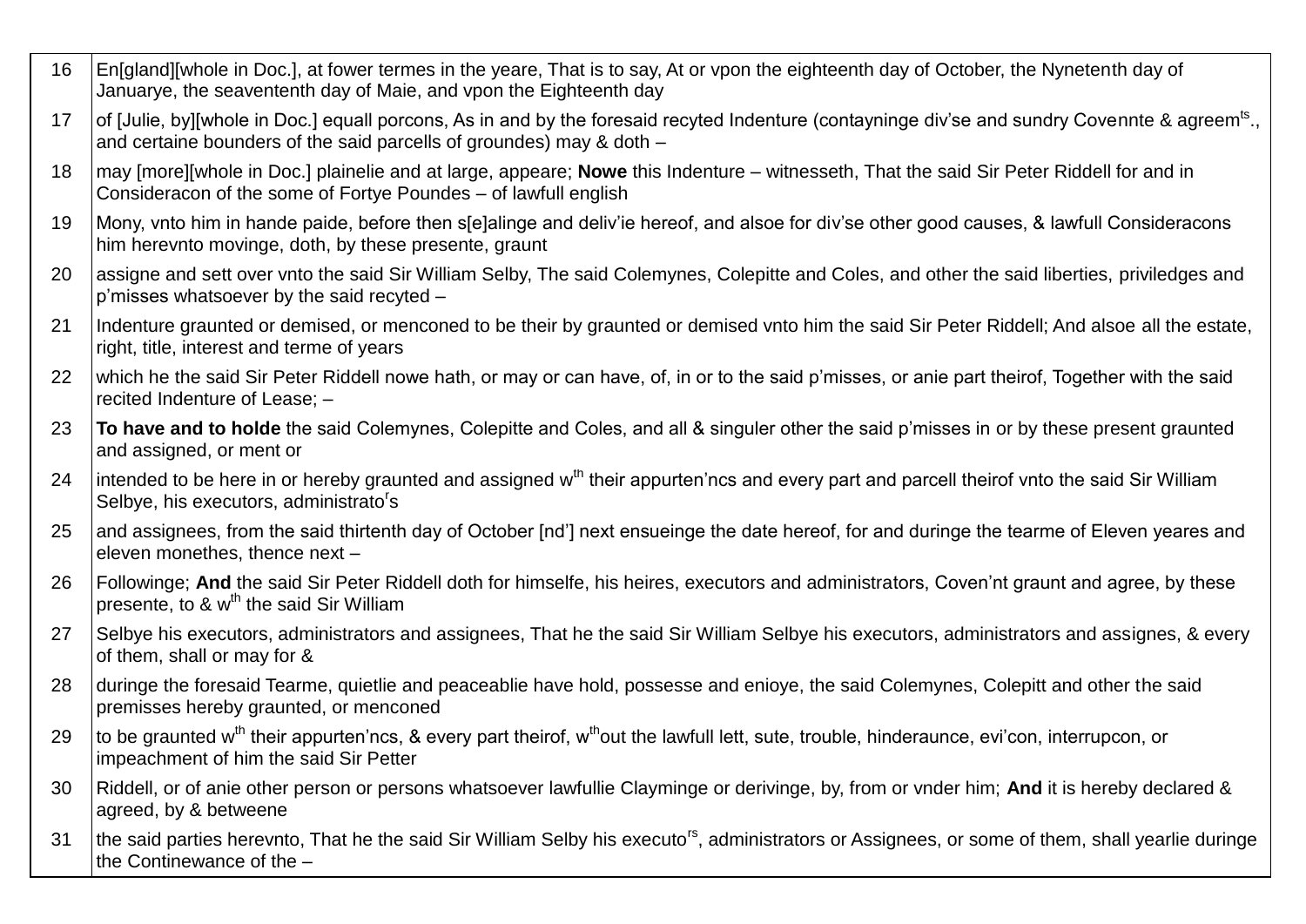| | |
|---|---|
| 16 | En[gland][whole in Doc.], at fower termes in the yeare, That is to say, At or vpon the eighteenth day of October, the Nynetenth day of Januarye, the seavententh day of Maie, and vpon the Eighteenth day |
| 17 | of [Julie, by][whole in Doc.] equall porcons, As in and by the foresaid recyted Indenture (contayninge div'se and sundry Covennte & agreem[ts]., and certaine bounders of the said parcells of groundes) may & doth – |
| 18 | may [more][whole in Doc.] plainelie and at large, appeare; **Nowe** this Indenture – witnesseth, That the said Sir Peter Riddell for and in Consideracon of the some of Fortye Poundes – of lawfull english |
| 19 | Mony, vnto him in hande paide, before then s[e]alinge and deliv'ie hereof, and alsoe for div'se other good causes, & lawfull Consideracons him herevnto movinge, doth, by these presente, graunt |
| 20 | assigne and sett over vnto the said Sir William Selby, The said Colemynes, Colepitte and Coles, and other the said liberties, priviledges and p'misses whatsoever by the said recyted – |
| 21 | Indenture graunted or demised, or menconed to be their by graunted or demised vnto him the said Sir Peter Riddell; And alsoe all the estate, right, title, interest and terme of years |
| 22 | which he the said Sir Peter Riddell nowe hath, or may or can have, of, in or to the said p'misses, or anie part theirof, Together with the said recited Indenture of Lease; – |
| 23 | **To have and to holde** the said Colemynes, Colepitte and Coles, and all & singuler other the said p'misses in or by these present graunted and assigned, or ment or |
| 24 | intended to be here in or hereby graunted and assigned w[th] their appurten'ncs and every part and parcell theirof vnto the said Sir William Selbye, his executors, administrato[r]s |
| 25 | and assignees, from the said thirtenth day of October [nd'] next ensueinge the date hereof, for and duringe the tearme of Eleven yeares and eleven monethes, thence next – |
| 26 | Followinge; **And** the said Sir Peter Riddell doth for himselfe, his heires, executors and administrators, Coven'nt graunt and agree, by these presente, to & w[th] the said Sir William |
| 27 | Selbye his executors, administrators and assignees, That he the said Sir William Selbye his executors, administrators and assignes, & every of them, shall or may for & |
| 28 | duringe the foresaid Tearme, quietlie and peaceablie have hold, possesse and enioye, the said Colemynes, Colepitt and other the said premisses hereby graunted, or menconed |
| 29 | to be graunted w[th] their appurten'ncs, & every part theirof, w[th]out the lawfull lett, sute, trouble, hinderaunce, evi'con, interrupcon, or impeachment of him the said Sir Petter |
| 30 | Riddell, or of anie other person or persons whatsoever lawfullie Clayminge or derivinge, by, from or vnder him; **And** it is hereby declared & agreed, by & betweene |
| 31 | the said parties herevnto, That he the said Sir William Selby his executo[rs], administrators or Assignees, or some of them, shall yearlie duringe the Continewance of the – |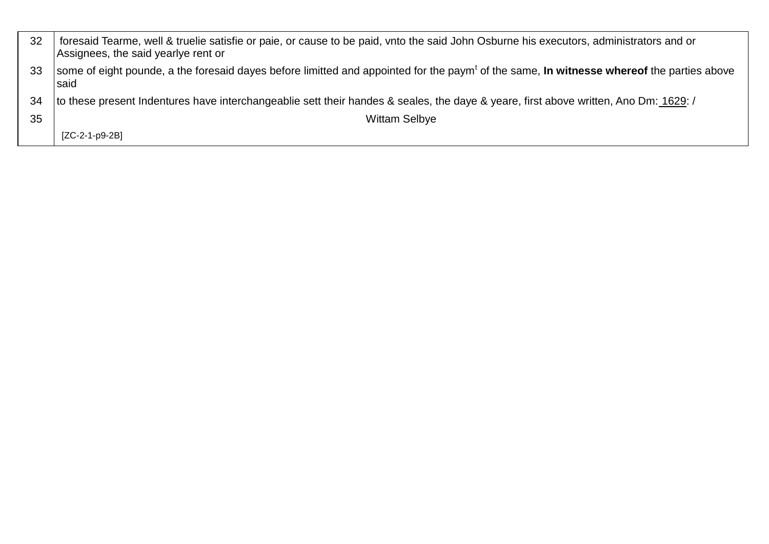| | |
|---|---|
| 32 | foresaid Tearme, well & truelie satisfie or paie, or cause to be paid, vnto the said John Osburne his executors, administrators and or Assignees, the said yearlye rent or |
| 33 | some of eight pounde, a the foresaid dayes before limitted and appointed for the paym[t] of the same, **In witnesse whereof** the parties above said |
| 34 | to these present Indentures have interchangeablie sett their handes & seales, the daye & yeare, first above written, Ano Dm: 1629: / |
| 35 | Wittam Selbye |
| | [ZC-2-1-p9-2B] |